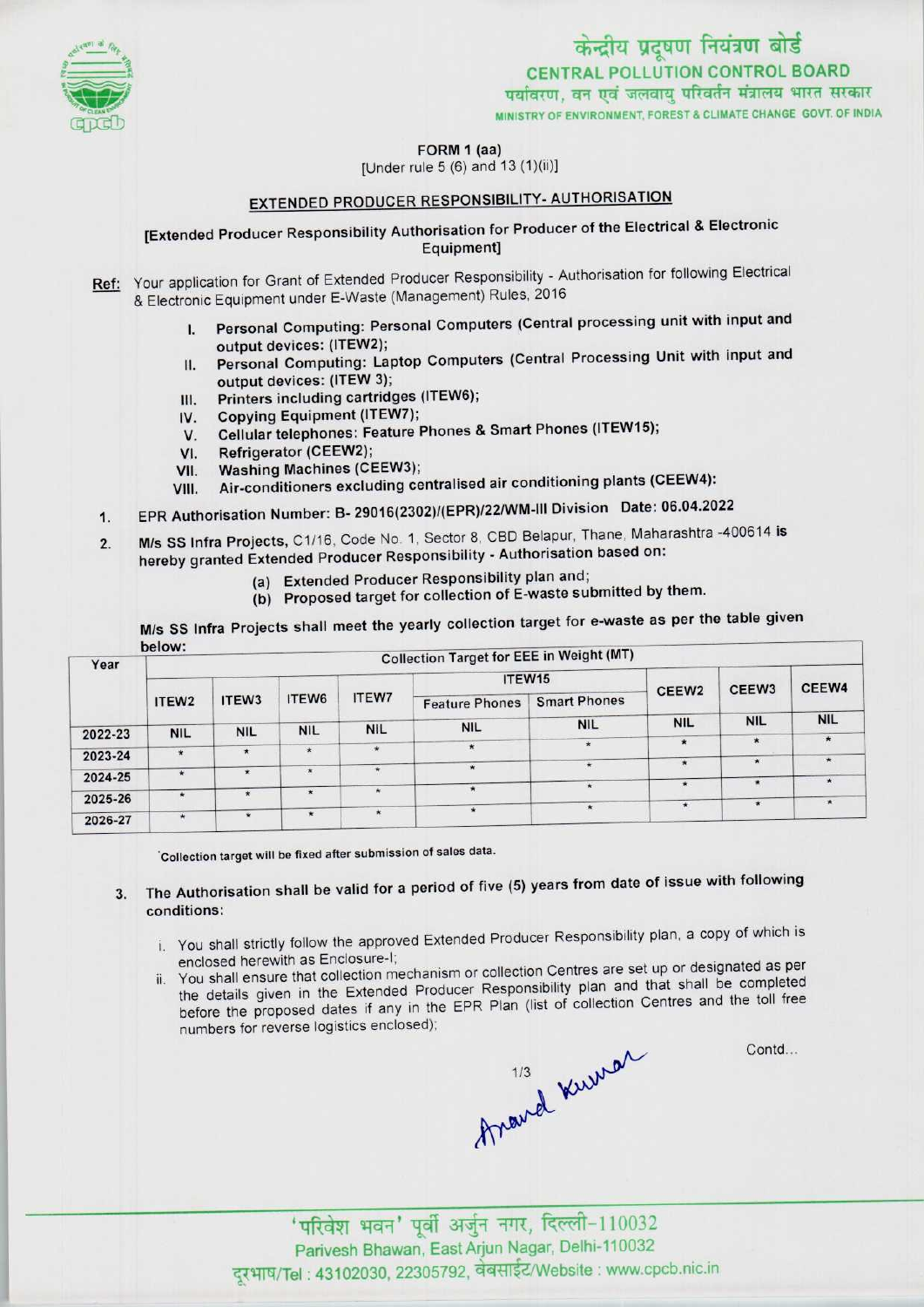केन्द्रीय प्रदूषण नियंत्रण बोर्ड
CENTRAL POLLUTION CONTROL BOARD
पर्यावरण, वन एवं जलवायु परिवर्तन मंत्रालय भारत सरकार
MINISTRY OF ENVIRONMENT, FOREST & CLIMATE CHANGE GOVT. OF INDIA

FORM 1 (aa)
[Under rule 5 (6) and 13 (1)(ii)]

## EXTENDED PRODUCER RESPONSIBILITY- AUTHORISATION

**[Extended Producer Responsibility Authorisation for Producer of the Electrical & Electronic Equipment]**

**Ref:** Your application for Grant of Extended Producer Responsibility - Authorisation for following Electrical & Electronic Equipment under E-Waste (Management) Rules, 2016

I. Personal Computing: Personal Computers (Central processing unit with input and output devices: (ITEW2);
II. Personal Computing: Laptop Computers (Central Processing Unit with input and output devices: (ITEW 3);
III. Printers including cartridges (ITEW6);
IV. Copying Equipment (ITEW7);
V. Cellular telephones: Feature Phones & Smart Phones (ITEW15);
VI. Refrigerator (CEEW2);
VII. Washing Machines (CEEW3);
VIII. Air-conditioners excluding centralised air conditioning plants (CEEW4):

1. EPR Authorisation Number: B- 29016(2302)/(EPR)/22/WM-III Division Date: 06.04.2022
2. M/s SS Infra Projects, C1/16, Code No. 1, Sector 8, CBD Belapur, Thane, Maharashtra -400614 is hereby granted Extended Producer Responsibility - Authorisation based on:
   (a) Extended Producer Responsibility plan and;
   (b) Proposed target for collection of E-waste submitted by them.

M/s SS Infra Projects shall meet the yearly collection target for e-waste as per the table given below:

| Year | Collection Target for EEE in Weight (MT) | | | | | | | | |
|---|---|---|---|---|---|---|---|---|---|
| | ITEW2 | ITEW3 | ITEW6 | ITEW7 | ITEW15 | | CEEW2 | CEEW3 | CEEW4 |
| | | | | | Feature Phones | Smart Phones | | | |
| 2022-23 | NIL | NIL | NIL | NIL | NIL | NIL | NIL | NIL | NIL |
| 2023-24 | * | * | * | * | * | * | * | * | * |
| 2024-25 | * | * | * | * | * | * | * | * | * |
| 2025-26 | * | * | * | * | * | * | * | * | * |
| 2026-27 | * | * | * | * | * | * | * | * | * |

*Collection target will be fixed after submission of sales data.

3. The Authorisation shall be valid for a period of five (5) years from date of issue with following conditions:
   i. You shall strictly follow the approved Extended Producer Responsibility plan, a copy of which is enclosed herewith as Enclosure-I;
   ii. You shall ensure that collection mechanism or collection Centres are set up or designated as per the details given in the Extended Producer Responsibility plan and that shall be completed before the proposed dates if any in the EPR Plan (list of collection Centres and the toll free numbers for reverse logistics enclosed);

Contd...

Anand Kumar

'परिवेश भवन' पूर्वी अर्जुन नगर, दिल्ली-110032
Parivesh Bhawan, East Arjun Nagar, Delhi-110032
दूरभाष/Tel : 43102030, 22305792, वेबसाईट/Website : www.cpcb.nic.in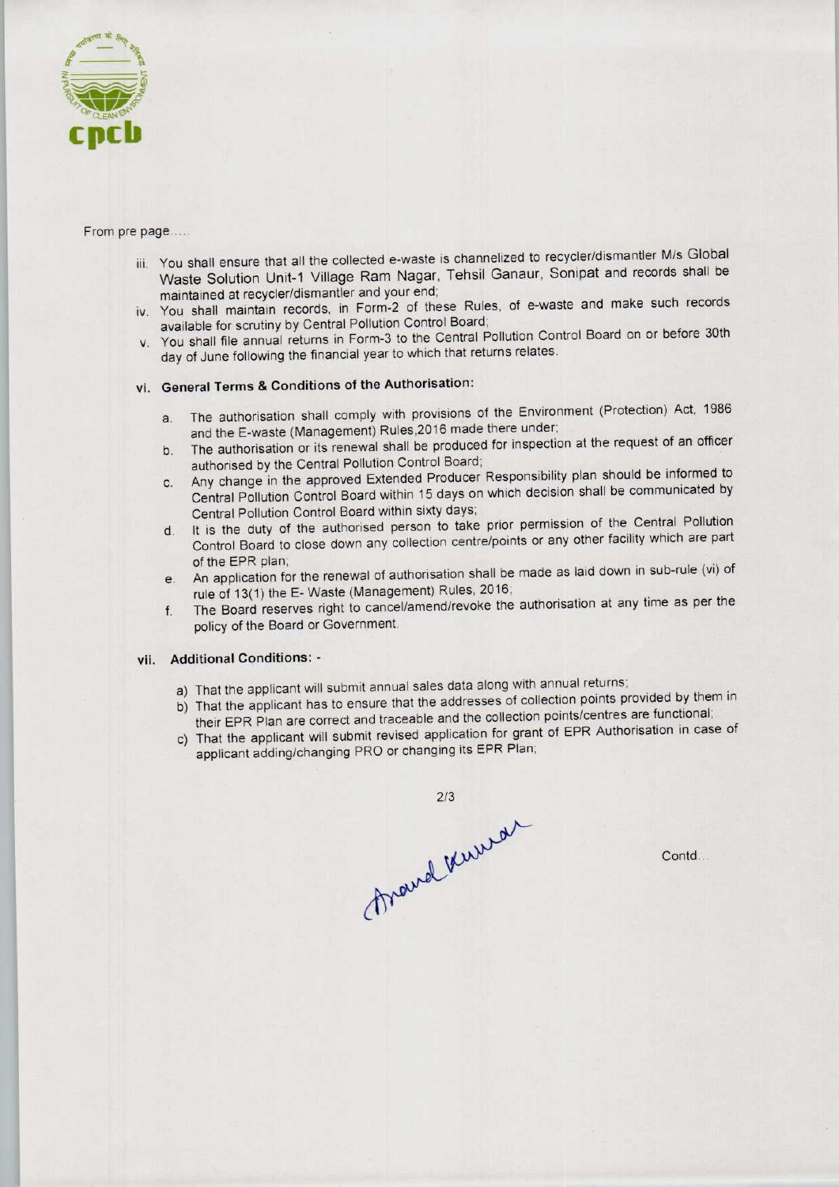From pre page.....

iii. You shall ensure that all the collected e-waste is channelized to recycler/dismantler M/s Global Waste Solution Unit-1 Village Ram Nagar, Tehsil Ganaur, Sonipat and records shall be maintained at recycler/dismantler and your end;

iv. You shall maintain records, in Form-2 of these Rules, of e-waste and make such records available for scrutiny by Central Pollution Control Board;

v. You shall file annual returns in Form-3 to the Central Pollution Control Board on or before 30th day of June following the financial year to which that returns relates.

vi. **General Terms & Conditions of the Authorisation:**

   a. The authorisation shall comply with provisions of the Environment (Protection) Act, 1986 and the E-waste (Management) Rules,2016 made there under;

   b. The authorisation or its renewal shall be produced for inspection at the request of an officer authorised by the Central Pollution Control Board;

   c. Any change in the approved Extended Producer Responsibility plan should be informed to Central Pollution Control Board within 15 days on which decision shall be communicated by Central Pollution Control Board within sixty days;

   d. It is the duty of the authorised person to take prior permission of the Central Pollution Control Board to close down any collection centre/points or any other facility which are part of the EPR plan;

   e. An application for the renewal of authorisation shall be made as laid down in sub-rule (vi) of rule of 13(1) the E- Waste (Management) Rules, 2016;

   f. The Board reserves right to cancel/amend/revoke the authorisation at any time as per the policy of the Board or Government.

vii. **Additional Conditions: -**

   a) That the applicant will submit annual sales data along with annual returns;

   b) That the applicant has to ensure that the addresses of collection points provided by them in their EPR Plan are correct and traceable and the collection points/centres are functional;

   c) That the applicant will submit revised application for grant of EPR Authorisation in case of applicant adding/changing PRO or changing its EPR Plan;

Anand Kumar

Contd...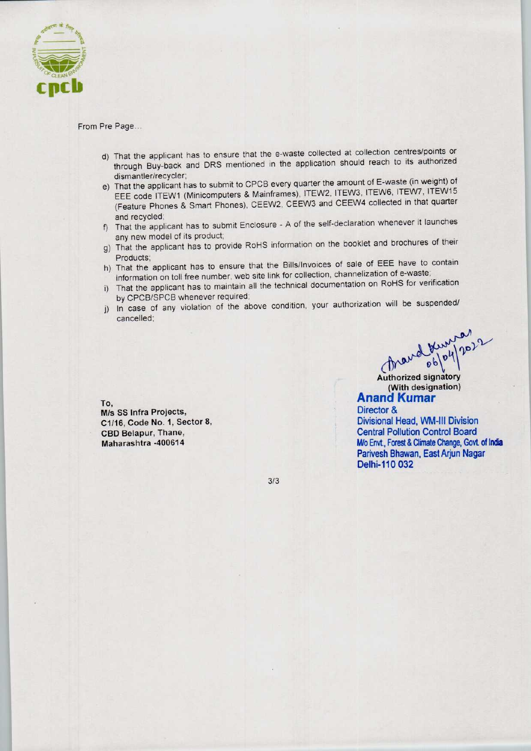From Pre Page...

d) That the applicant has to ensure that the e-waste collected at collection centres/points or through Buy-back and DRS mentioned in the application should reach to its authorized dismantler/recycler;

e) That the applicant has to submit to CPCB every quarter the amount of E-waste (in weight) of EEE code ITEW1 (Minicomputers & Mainframes), ITEW2, ITEW3, ITEW6, ITEW7, ITEW15 (Feature Phones & Smart Phones), CEEW2, CEEW3 and CEEW4 collected in that quarter and recycled;

f) That the applicant has to submit Enclosure - A of the self-declaration whenever it launches any new model of its product;

g) That the applicant has to provide RoHS information on the booklet and brochures of their Products;

h) That the applicant has to ensure that the Bills/Invoices of sale of EEE have to contain information on toll free number, web site link for collection, channelization of e-waste;

i) That the applicant has to maintain all the technical documentation on RoHS for verification by CPCB/SPCB whenever required;

j) In case of any violation of the above condition, your authorization will be suspended/ cancelled;

Anand Kumar 06/04/2022

Authorized signatory
(With designation)

**Anand Kumar**
Director &
Divisional Head, WM-III Division
Central Pollution Control Board
M/o Envt., Forest & Climate Change, Govt. of India
Parivesh Bhawan, East Arjun Nagar
Delhi-110 032

To,
**M/s SS Infra Projects,**
**C1/16, Code No. 1, Sector 8,**
**CBD Belapur, Thane,**
**Maharashtra -400614**